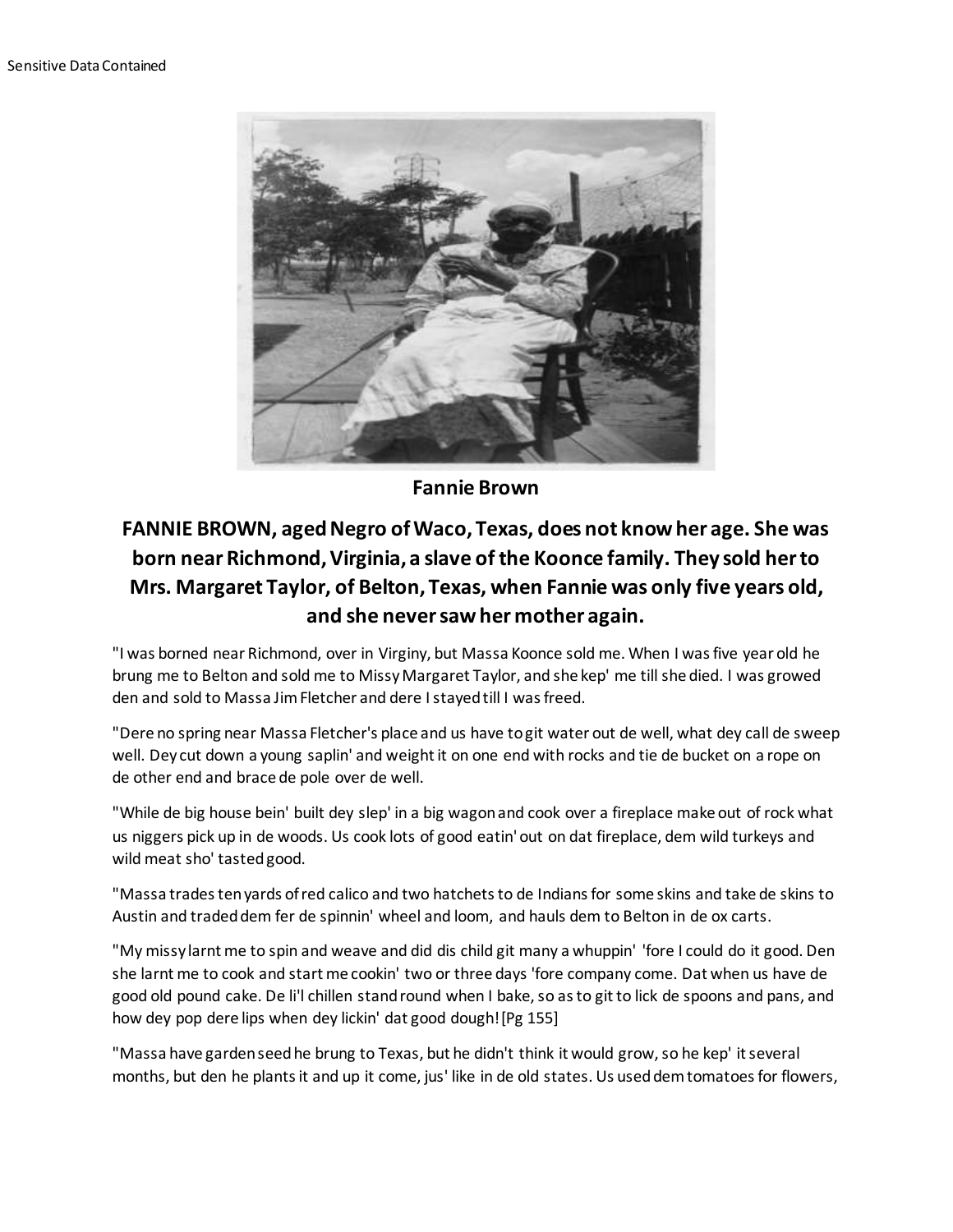Sensitive Data Contained

**Fannie Brown**

## FANNIE BROWN, aged Negro of Waco, Texas, does not know her age. She was born near Richmond, Virginia, a slave of the Koonce family. They sold her to Mrs. Margaret Taylor, of Belton, Texas, when Fannie was only five years old, and she never saw her mother again.

"I was borned near Richmond, over in Virginy, but Massa Koonce sold me. When I was five year old he brung me to Belton and sold me to Missy Margaret Taylor, and she kep' me till she died. I was growed den and sold to Massa Jim Fletcher and dere I stayed till I was freed.

"Dere no spring near Massa Fletcher's place and us have to git water out de well, what dey call de sweep well. Dey cut down a young saplin' and weight it on one end with rocks and tie de bucket on a rope on de other end and brace de pole over de well.

"While de big house bein' built dey slep' in a big wagon and cook over a fireplace make out of rock what us niggers pick up in de woods. Us cook lots of good eatin' out on dat fireplace, dem wild turkeys and wild meat sho' tasted good.

"Massa trades ten yards of red calico and two hatchets to de Indians for some skins and take de skins to Austin and traded dem fer de spinnin' wheel and loom, and hauls dem to Belton in de ox carts.

"My missy larnt me to spin and weave and did dis child git many a whuppin' 'fore I could do it good. Den she larnt me to cook and start me cookin' two or three days 'fore company come. Dat when us have de good old pound cake. De li'l chillen stand round when I bake, so as to git to lick de spoons and pans, and how dey pop dere lips when dey lickin' dat good dough! [Pg 155]

"Massa have garden seed he brung to Texas, but he didn't think it would grow, so he kep' it several months, but den he plants it and up it come, jus' like in de old states. Us used dem tomatoes for flowers,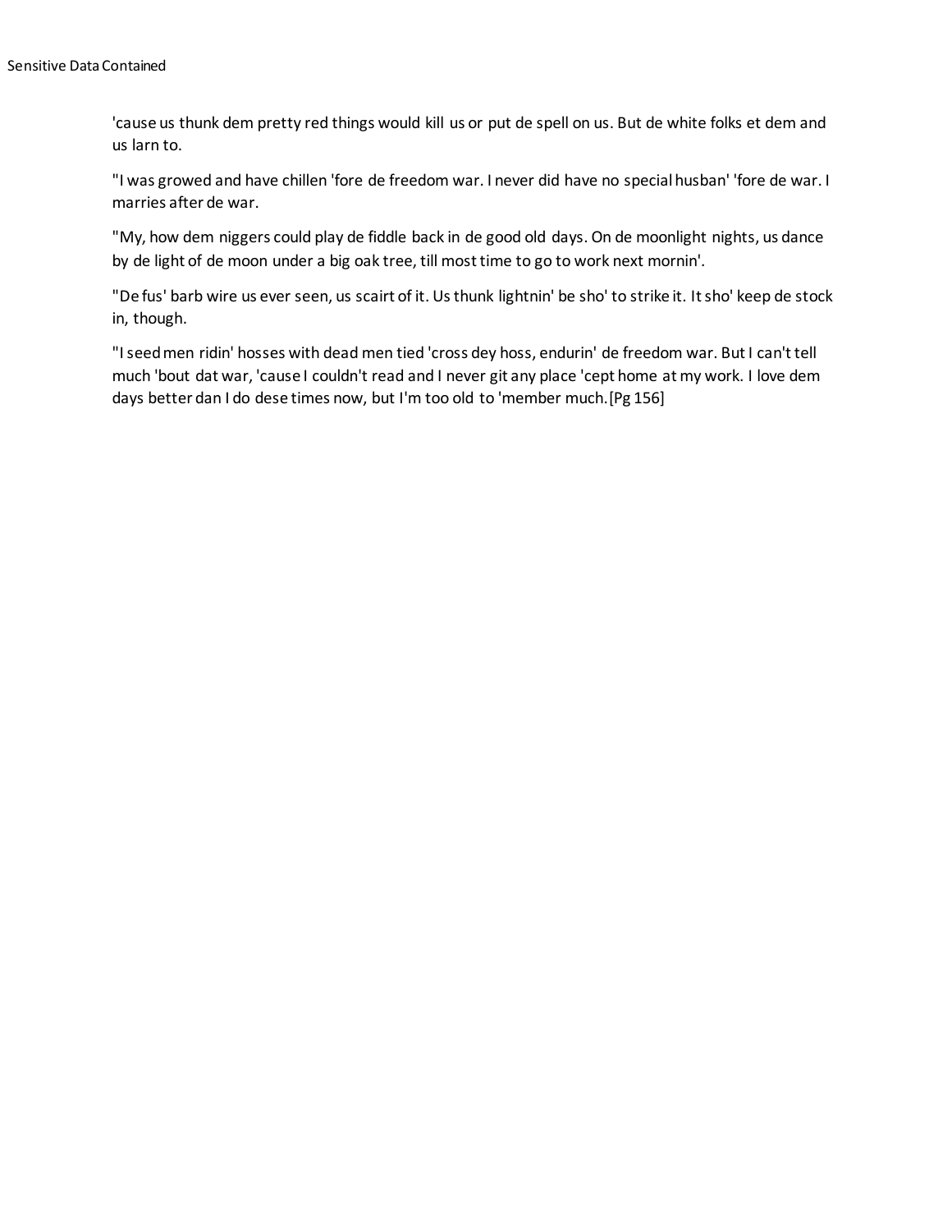'cause us thunk dem pretty red things would kill us or put de spell on us. But de white folks et dem and us larn to.

"I was growed and have chillen 'fore de freedom war. I never did have no special husban' 'fore de war. I marries after de war.

"My, how dem niggers could play de fiddle back in de good old days. On de moonlight nights, us dance by de light of de moon under a big oak tree, till most time to go to work next mornin'.

"De fus' barb wire us ever seen, us scairt of it. Us thunk lightnin' be sho' to strike it. It sho' keep de stock in, though.

"I seed men ridin' hosses with dead men tied 'cross dey hoss, endurin' de freedom war. But I can't tell much 'bout dat war, 'cause I couldn't read and I never git any place 'cept home at my work. I love dem days better dan I do dese times now, but I'm too old to 'member much.[Pg 156]